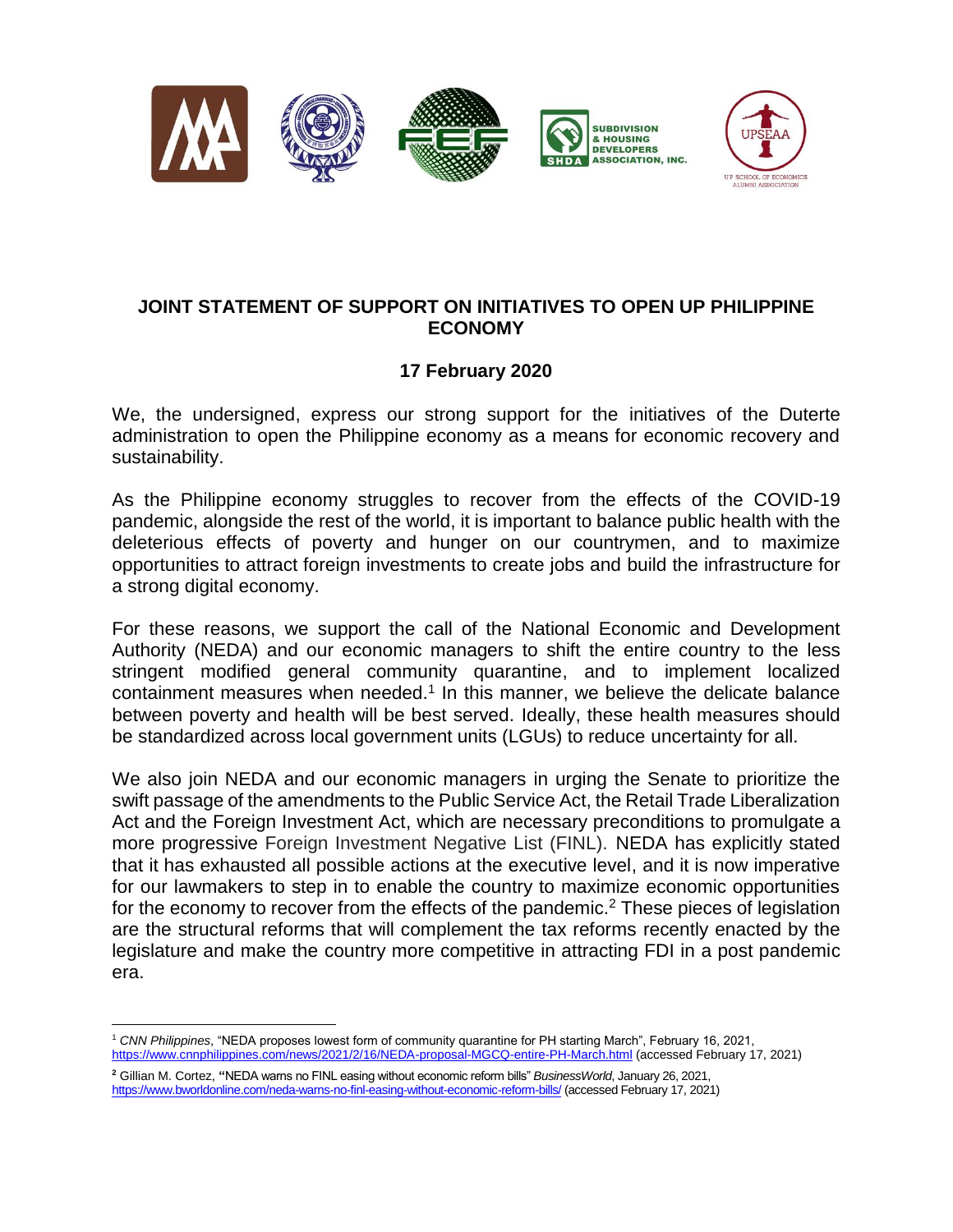**SUBDIVISION & HOUSING DEVELOPERS ASSOCIATION, INC.**

UPSEAA

UP SCHOOL OF ECONOMICS ALUMNI ASSOCIATION

# JOINT STATEMENT OF SUPPORT ON INITIATIVES TO OPEN UP PHILIPPINE ECONOMY

## 17 February 2020

We, the undersigned, express our strong support for the initiatives of the Duterte administration to open the Philippine economy as a means for economic recovery and sustainability.

As the Philippine economy struggles to recover from the effects of the COVID-19 pandemic, alongside the rest of the world, it is important to balance public health with the deleterious effects of poverty and hunger on our countrymen, and to maximize opportunities to attract foreign investments to create jobs and build the infrastructure for a strong digital economy.

For these reasons, we support the call of the National Economic and Development Authority (NEDA) and our economic managers to shift the entire country to the less stringent modified general community quarantine, and to implement localized containment measures when needed.[1] In this manner, we believe the delicate balance between poverty and health will be best served. Ideally, these health measures should be standardized across local government units (LGUs) to reduce uncertainty for all.

We also join NEDA and our economic managers in urging the Senate to prioritize the swift passage of the amendments to the Public Service Act, the Retail Trade Liberalization Act and the Foreign Investment Act, which are necessary preconditions to promulgate a more progressive Foreign Investment Negative List (FINL). NEDA has explicitly stated that it has exhausted all possible actions at the executive level, and it is now imperative for our lawmakers to step in to enable the country to maximize economic opportunities for the economy to recover from the effects of the pandemic.[2] These pieces of legislation are the structural reforms that will complement the tax reforms recently enacted by the legislature and make the country more competitive in attracting FDI in a post pandemic era.

---

[1] *CNN Philippines*, "NEDA proposes lowest form of community quarantine for PH starting March", February 16, 2021, https://www.cnnphilippines.com/news/2021/2/16/NEDA-proposal-MGCQ-entire-PH-March.html (accessed February 17, 2021)

[2] Gillian M. Cortez, "NEDA warns no FINL easing without economic reform bills" *BusinessWorld*, January 26, 2021, https://www.bworldonline.com/neda-warns-no-finl-easing-without-economic-reform-bills/ (accessed February 17, 2021)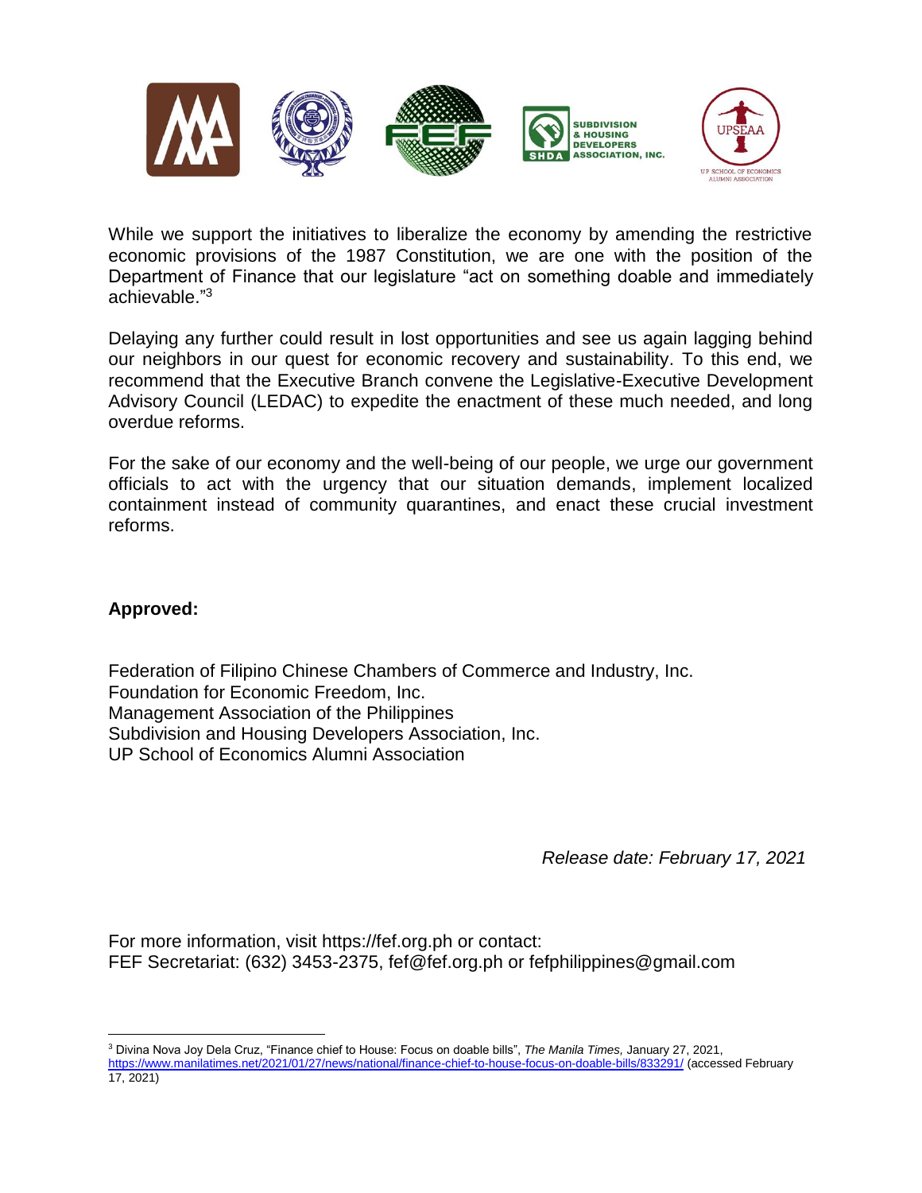While we support the initiatives to liberalize the economy by amending the restrictive economic provisions of the 1987 Constitution, we are one with the position of the Department of Finance that our legislature "act on something doable and immediately achievable."[3]

Delaying any further could result in lost opportunities and see us again lagging behind our neighbors in our quest for economic recovery and sustainability. To this end, we recommend that the Executive Branch convene the Legislative-Executive Development Advisory Council (LEDAC) to expedite the enactment of these much needed, and long overdue reforms.

For the sake of our economy and the well-being of our people, we urge our government officials to act with the urgency that our situation demands, implement localized containment instead of community quarantines, and enact these crucial investment reforms.

**Approved:**

Federation of Filipino Chinese Chambers of Commerce and Industry, Inc.
Foundation for Economic Freedom, Inc.
Management Association of the Philippines
Subdivision and Housing Developers Association, Inc.
UP School of Economics Alumni Association

*Release date: February 17, 2021*

For more information, visit https://fef.org.ph or contact:
FEF Secretariat: (632) 3453-2375, fef@fef.org.ph or fefphilippines@gmail.com

[3] Divina Nova Joy Dela Cruz, "Finance chief to House: Focus on doable bills", *The Manila Times,* January 27, 2021, https://www.manilatimes.net/2021/01/27/news/national/finance-chief-to-house-focus-on-doable-bills/833291/ (accessed February 17, 2021)